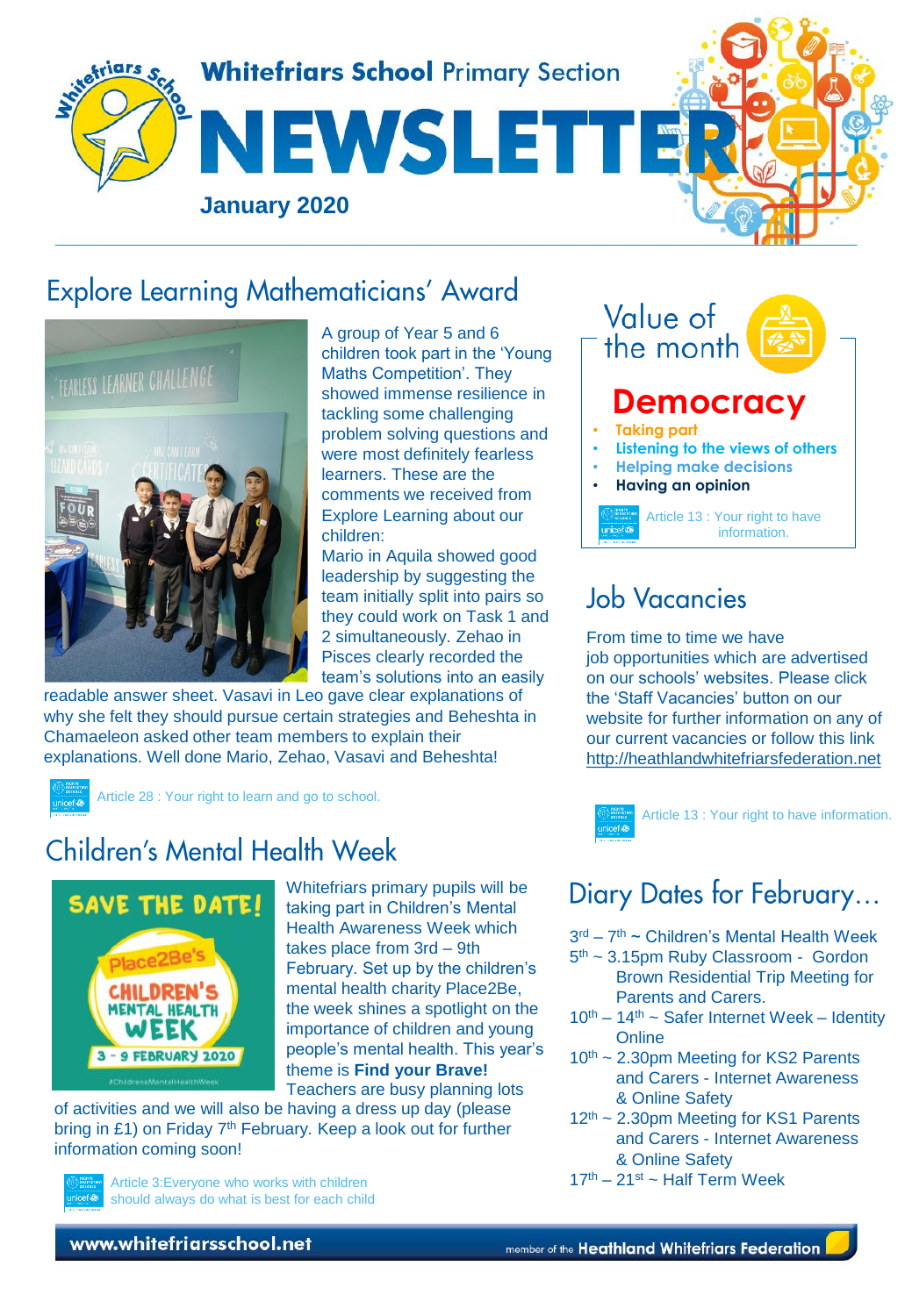Whitefriars School Primary Section

# NEWSLETTER

**January 2020**

## Explore Learning Mathematicians' Award

A group of Year 5 and 6 children took part in the 'Young Maths Competition'. They showed immense resilience in tackling some challenging problem solving questions and were most definitely fearless learners. These are the comments we received from Explore Learning about our children:

Mario in Aquila showed good leadership by suggesting the team initially split into pairs so they could work on Task 1 and 2 simultaneously. Zehao in Pisces clearly recorded the team's solutions into an easily readable answer sheet. Vasavi in Leo gave clear explanations of why she felt they should pursue certain strategies and Beheshta in Chamaeleon asked other team members to explain their explanations. Well done Mario, Zehao, Vasavi and Beheshta!

Article 28 : Your right to learn and go to school.

## Children's Mental Health Week

Whitefriars primary pupils will be taking part in Children's Mental Health Awareness Week which takes place from 3rd – 9th February. Set up by the children's mental health charity Place2Be, the week shines a spotlight on the importance of children and young people's mental health. This year's theme is **Find your Brave!** Teachers are busy planning lots of activities and we will also be having a dress up day (please bring in £1) on Friday 7th February. Keep a look out for further information coming soon!

Article 3:Everyone who works with children should always do what is best for each child

## Value of the month

### Democracy

- Taking part
- Listening to the views of others
- Helping make decisions
- **Having an opinion**

Article 13 : Your right to have information.

## Job Vacancies

From time to time we have job opportunities which are advertised on our schools' websites. Please click the 'Staff Vacancies' button on our website for further information on any of our current vacancies or follow this link http://heathlandwhitefriarsfederation.net

Article 13 : Your right to have information.

## Diary Dates for February...

- 3rd – 7th ~ Children's Mental Health Week
- 5th ~ 3.15pm Ruby Classroom - Gordon Brown Residential Trip Meeting for Parents and Carers.
- 10th – 14th ~ Safer Internet Week – Identity Online
- 10th ~ 2.30pm Meeting for KS2 Parents and Carers - Internet Awareness & Online Safety
- 12th ~ 2.30pm Meeting for KS1 Parents and Carers - Internet Awareness & Online Safety
- 17th – 21st ~ Half Term Week

www.whitefriarsschool.net

member of the Heathland Whitefriars Federation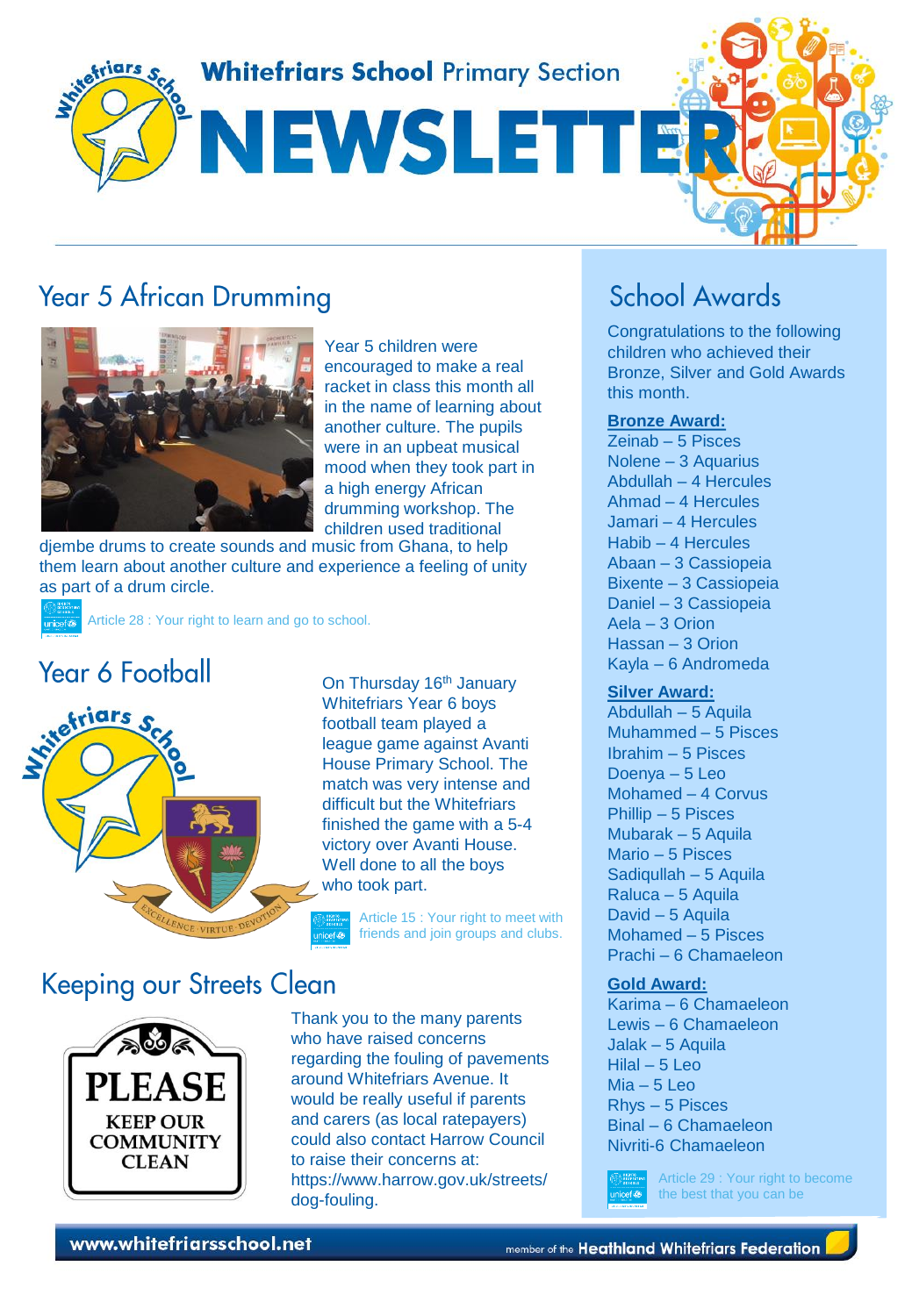# Whitefriars School Primary Section NEWSLETTER

## Year 5 African Drumming

Year 5 children were encouraged to make a real racket in class this month all in the name of learning about another culture. The pupils were in an upbeat musical mood when they took part in a high energy African drumming workshop. The children used traditional djembe drums to create sounds and music from Ghana, to help them learn about another culture and experience a feeling of unity as part of a drum circle.

Article 28 : Your right to learn and go to school.

## Year 6 Football

On Thursday 16th January Whitefriars Year 6 boys football team played a league game against Avanti House Primary School. The match was very intense and difficult but the Whitefriars finished the game with a 5-4 victory over Avanti House. Well done to all the boys who took part.

Article 15 : Your right to meet with friends and join groups and clubs.

## Keeping our Streets Clean

PLEASE KEEP OUR COMMUNITY CLEAN

Thank you to the many parents who have raised concerns regarding the fouling of pavements around Whitefriars Avenue. It would be really useful if parents and carers (as local ratepayers) could also contact Harrow Council to raise their concerns at: https://www.harrow.gov.uk/streets/dog-fouling.

## School Awards

Congratulations to the following children who achieved their Bronze, Silver and Gold Awards this month.

**Bronze Award:**

Zeinab – 5 Pisces
Nolene – 3 Aquarius
Abdullah – 4 Hercules
Ahmad – 4 Hercules
Jamari – 4 Hercules
Habib – 4 Hercules
Abaan – 3 Cassiopeia
Bixente – 3 Cassiopeia
Daniel – 3 Cassiopeia
Aela – 3 Orion
Hassan – 3 Orion
Kayla – 6 Andromeda

**Silver Award:**

Abdullah – 5 Aquila
Muhammed – 5 Pisces
Ibrahim – 5 Pisces
Doenya – 5 Leo
Mohamed – 4 Corvus
Phillip – 5 Pisces
Mubarak – 5 Aquila
Mario – 5 Pisces
Sadiqullah – 5 Aquila
Raluca – 5 Aquila
David – 5 Aquila
Mohamed – 5 Pisces
Prachi – 6 Chamaeleon

**Gold Award:**

Karima – 6 Chamaeleon
Lewis – 6 Chamaeleon
Jalak – 5 Aquila
Hilal – 5 Leo
Mia – 5 Leo
Rhys – 5 Pisces
Binal – 6 Chamaeleon
Nivriti-6 Chamaeleon

Article 29 : Your right to become the best that you can be

www.whitefriarsschool.net

member of the Heathland Whitefriars Federation